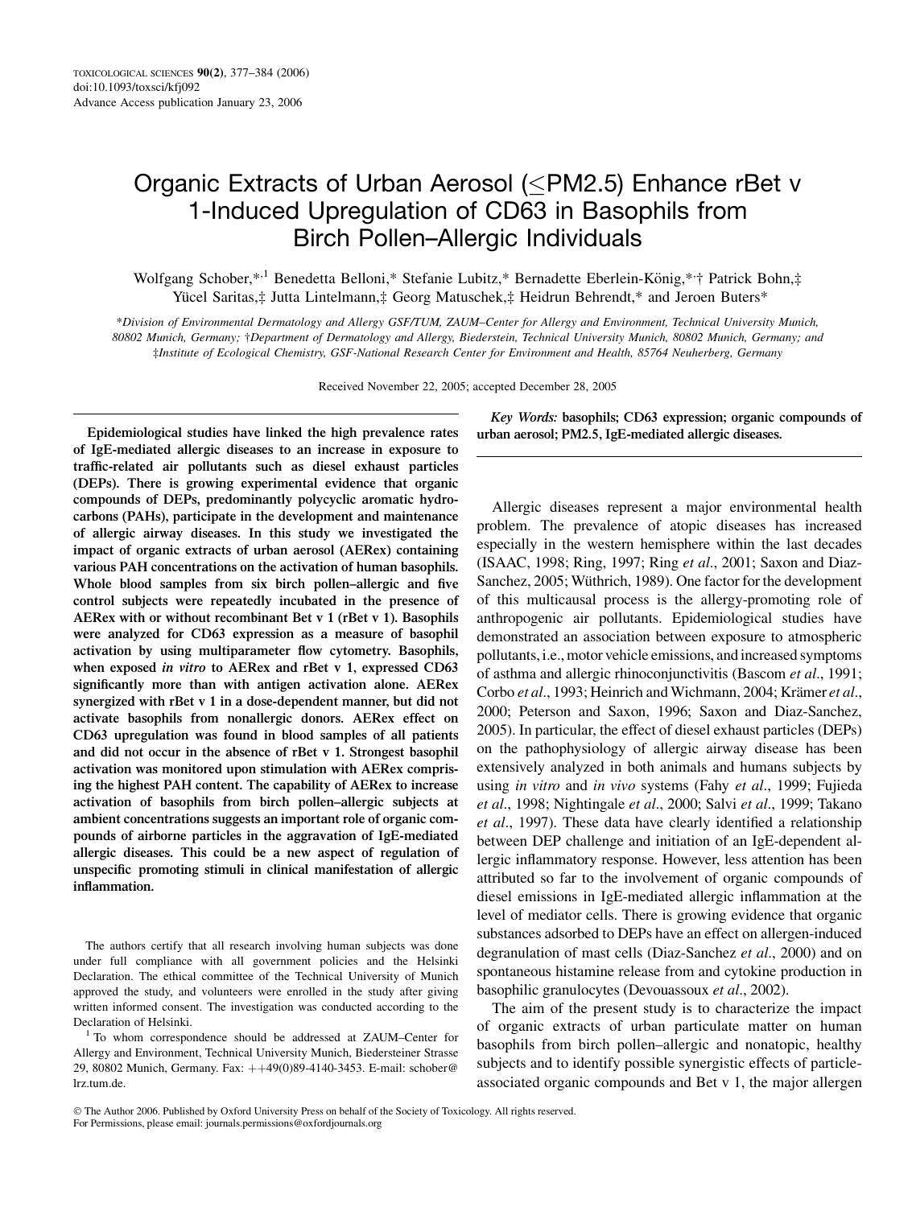# Organic Extracts of Urban Aerosol (≤PM2.5) Enhance rBet v 1-Induced Upregulation of CD63 in Basophils from Birch Pollen–Allergic Individuals

Wolfgang Schober,*[,1] Benedetta Belloni,* Stefanie Lubitz,* Bernadette Eberlein-König,*[,†] Patrick Bohn,‡ Yücel Saritas,‡ Jutta Lintelmann,‡ Georg Matuschek,‡ Heidrun Behrendt,* and Jeroen Buters*

*Division of Environmental Dermatology and Allergy GSF/TUM, ZAUM–Center for Allergy and Environment, Technical University Munich, 80802 Munich, Germany; †Department of Dermatology and Allergy, Biederstein, Technical University Munich, 80802 Munich, Germany; and ‡Institute of Ecological Chemistry, GSF-National Research Center for Environment and Health, 85764 Neuherberg, Germany

Received November 22, 2005; accepted December 28, 2005

**Epidemiological studies have linked the high prevalence rates of IgE-mediated allergic diseases to an increase in exposure to traffic-related air pollutants such as diesel exhaust particles (DEPs). There is growing experimental evidence that organic compounds of DEPs, predominantly polycyclic aromatic hydrocarbons (PAHs), participate in the development and maintenance of allergic airway diseases. In this study we investigated the impact of organic extracts of urban aerosol (AERex) containing various PAH concentrations on the activation of human basophils. Whole blood samples from six birch pollen–allergic and five control subjects were repeatedly incubated in the presence of AERex with or without recombinant Bet v 1 (rBet v 1). Basophils were analyzed for CD63 expression as a measure of basophil activation by using multiparameter flow cytometry. Basophils, when exposed *in vitro* to AERex and rBet v 1, expressed CD63 significantly more than with antigen activation alone. AERex synergized with rBet v 1 in a dose-dependent manner, but did not activate basophils from nonallergic donors. AERex effect on CD63 upregulation was found in blood samples of all patients and did not occur in the absence of rBet v 1. Strongest basophil activation was monitored upon stimulation with AERex comprising the highest PAH content. The capability of AERex to increase activation of basophils from birch pollen–allergic subjects at ambient concentrations suggests an important role of organic compounds of airborne particles in the aggravation of IgE-mediated allergic diseases. This could be a new aspect of regulation of unspecific promoting stimuli in clinical manifestation of allergic inflammation.**

*Key Words:* **basophils; CD63 expression; organic compounds of urban aerosol; PM2.5, IgE-mediated allergic diseases.**

Allergic diseases represent a major environmental health problem. The prevalence of atopic diseases has increased especially in the western hemisphere within the last decades (ISAAC, 1998; Ring, 1997; Ring *et al*., 2001; Saxon and Diaz-Sanchez, 2005; Wüthrich, 1989). One factor for the development of this multicausal process is the allergy-promoting role of anthropogenic air pollutants. Epidemiological studies have demonstrated an association between exposure to atmospheric pollutants, i.e., motor vehicle emissions, and increased symptoms of asthma and allergic rhinoconjunctivitis (Bascom *et al*., 1991; Corbo *et al*., 1993; Heinrich and Wichmann, 2004; Krämer *et al*., 2000; Peterson and Saxon, 1996; Saxon and Diaz-Sanchez, 2005). In particular, the effect of diesel exhaust particles (DEPs) on the pathophysiology of allergic airway disease has been extensively analyzed in both animals and humans subjects by using *in vitro* and *in vivo* systems (Fahy *et al*., 1999; Fujieda *et al*., 1998; Nightingale *et al*., 2000; Salvi *et al*., 1999; Takano *et al*., 1997). These data have clearly identified a relationship between DEP challenge and initiation of an IgE-dependent allergic inflammatory response. However, less attention has been attributed so far to the involvement of organic compounds of diesel emissions in IgE-mediated allergic inflammation at the level of mediator cells. There is growing evidence that organic substances adsorbed to DEPs have an effect on allergen-induced degranulation of mast cells (Diaz-Sanchez *et al*., 2000) and on spontaneous histamine release from and cytokine production in basophilic granulocytes (Devouassoux *et al*., 2002).

The aim of the present study is to characterize the impact of organic extracts of urban particulate matter on human basophils from birch pollen–allergic and nonatopic, healthy subjects and to identify possible synergistic effects of particle-associated organic compounds and Bet v 1, the major allergen

The authors certify that all research involving human subjects was done under full compliance with all government policies and the Helsinki Declaration. The ethical committee of the Technical University of Munich approved the study, and volunteers were enrolled in the study after giving written informed consent. The investigation was conducted according to the Declaration of Helsinki.

[1] To whom correspondence should be addressed at ZAUM–Center for Allergy and Environment, Technical University Munich, Biedersteiner Strasse 29, 80802 Munich, Germany. Fax: ++49(0)89-4140-3453. E-mail: schober@lrz.tum.de.

© The Author 2006. Published by Oxford University Press on behalf of the Society of Toxicology. All rights reserved. For Permissions, please email: journals.permissions@oxfordjournals.org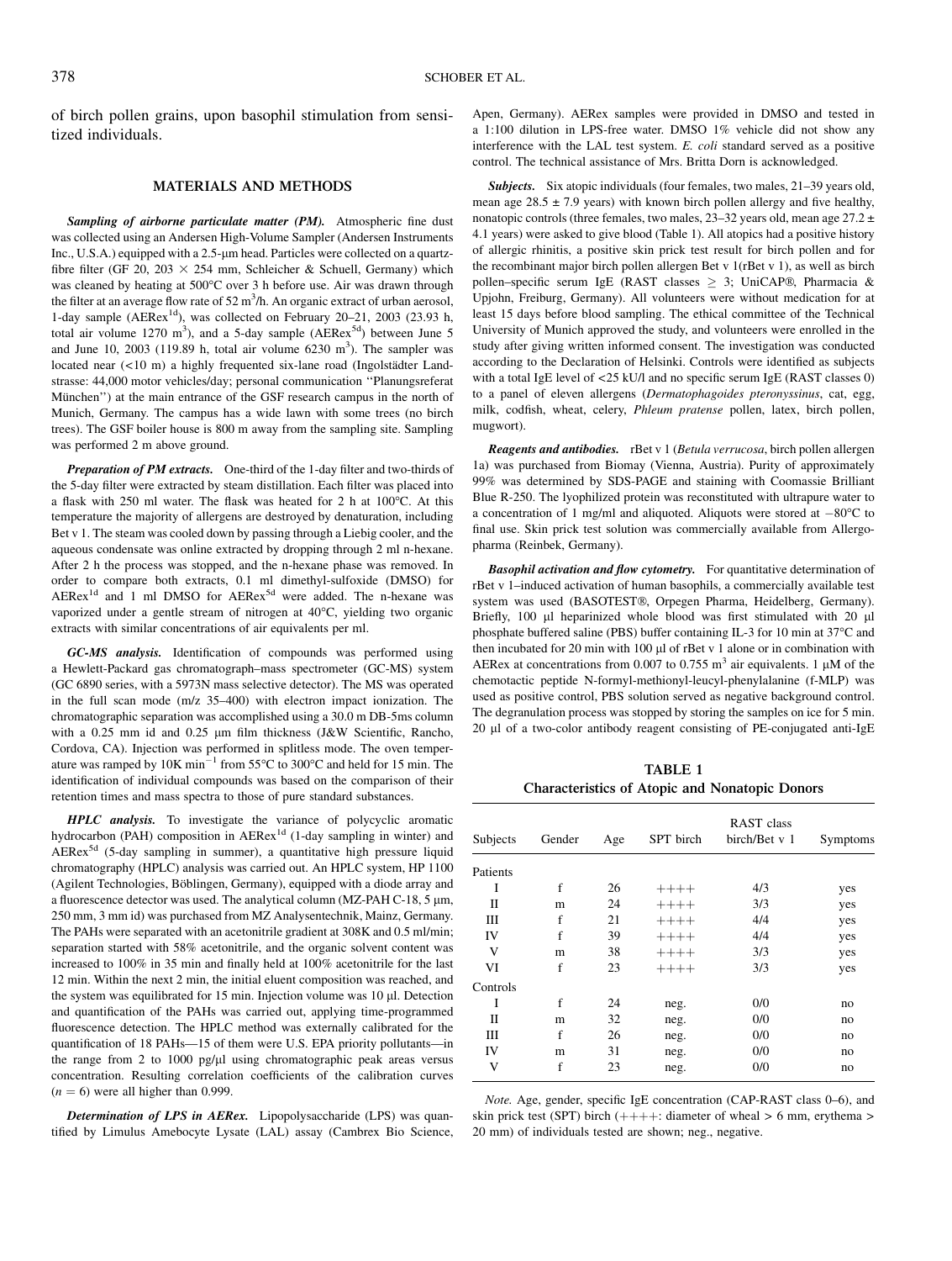of birch pollen grains, upon basophil stimulation from sensitized individuals.

## MATERIALS AND METHODS

***Sampling of airborne particulate matter (PM).*** Atmospheric fine dust was collected using an Andersen High-Volume Sampler (Andersen Instruments Inc., U.S.A.) equipped with a 2.5-μm head. Particles were collected on a quartz-fibre filter (GF 20, 203 × 254 mm, Schleicher & Schuell, Germany) which was cleaned by heating at 500°C over 3 h before use. Air was drawn through the filter at an average flow rate of 52 $m^3$/h. An organic extract of urban aerosol, 1-day sample ($AERex^{1d}$), was collected on February 20–21, 2003 (23.93 h, total air volume 1270 $m^3$), and a 5-day sample ($AERex^{5d}$) between June 5 and June 10, 2003 (119.89 h, total air volume 6230 $m^3$). The sampler was located near (<10 m) a highly frequented six-lane road (Ingolstädter Landstrasse: 44,000 motor vehicles/day; personal communication "Planungsreferat München") at the main entrance of the GSF research campus in the north of Munich, Germany. The campus has a wide lawn with some trees (no birch trees). The GSF boiler house is 800 m away from the sampling site. Sampling was performed 2 m above ground.

***Preparation of PM extracts.*** One-third of the 1-day filter and two-thirds of the 5-day filter were extracted by steam distillation. Each filter was placed into a flask with 250 ml water. The flask was heated for 2 h at 100°C. At this temperature the majority of allergens are destroyed by denaturation, including Bet v 1. The steam was cooled down by passing through a Liebig cooler, and the aqueous condensate was online extracted by dropping through 2 ml n-hexane. After 2 h the process was stopped, and the n-hexane phase was removed. In order to compare both extracts, 0.1 ml dimethyl-sulfoxide (DMSO) for $AERex^{1d}$ and 1 ml DMSO for $AERex^{5d}$ were added. The n-hexane was vaporized under a gentle stream of nitrogen at 40°C, yielding two organic extracts with similar concentrations of air equivalents per ml.

***GC-MS analysis.*** Identification of compounds was performed using a Hewlett-Packard gas chromatograph–mass spectrometer (GC-MS) system (GC 6890 series, with a 5973N mass selective detector). The MS was operated in the full scan mode (m/z 35–400) with electron impact ionization. The chromatographic separation was accomplished using a 30.0 m DB-5ms column with a 0.25 mm id and 0.25 μm film thickness (J&W Scientific, Rancho, Cordova, CA). Injection was performed in splitless mode. The oven temperature was ramped by 10K $min^{-1}$ from 55°C to 300°C and held for 15 min. The identification of individual compounds was based on the comparison of their retention times and mass spectra to those of pure standard substances.

***HPLC analysis.*** To investigate the variance of polycyclic aromatic hydrocarbon (PAH) composition in $AERex^{1d}$ (1-day sampling in winter) and $AERex^{5d}$ (5-day sampling in summer), a quantitative high pressure liquid chromatography (HPLC) analysis was carried out. An HPLC system, HP 1100 (Agilent Technologies, Böblingen, Germany), equipped with a diode array and a fluorescence detector was used. The analytical column (MZ-PAH C-18, 5 μm, 250 mm, 3 mm id) was purchased from MZ Analysentechnik, Mainz, Germany. The PAHs were separated with an acetonitrile gradient at 308K and 0.5 ml/min; separation started with 58% acetonitrile, and the organic solvent content was increased to 100% in 35 min and finally held at 100% acetonitrile for the last 12 min. Within the next 2 min, the initial eluent composition was reached, and the system was equilibrated for 15 min. Injection volume was 10 μl. Detection and quantification of the PAHs was carried out, applying time-programmed fluorescence detection. The HPLC method was externally calibrated for the quantification of 18 PAHs—15 of them were U.S. EPA priority pollutants—in the range from 2 to 1000 pg/μl using chromatographic peak areas versus concentration. Resulting correlation coefficients of the calibration curves ($n = 6$) were all higher than 0.999.

***Determination of LPS in AERex.*** Lipopolysaccharide (LPS) was quantified by Limulus Amebocyte Lysate (LAL) assay (Cambrex Bio Science, Apen, Germany). AERex samples were provided in DMSO and tested in a 1:100 dilution in LPS-free water. DMSO 1% vehicle did not show any interference with the LAL test system. *E. coli* standard served as a positive control. The technical assistance of Mrs. Britta Dorn is acknowledged.

***Subjects.*** Six atopic individuals (four females, two males, 21–39 years old, mean age 28.5 ± 7.9 years) with known birch pollen allergy and five healthy, nonatopic controls (three females, two males, 23–32 years old, mean age 27.2 ± 4.1 years) were asked to give blood (Table 1). All atopics had a positive history of allergic rhinitis, a positive skin prick test result for birch pollen and for the recombinant major birch pollen allergen Bet v 1(rBet v 1), as well as birch pollen–specific serum IgE (RAST classes ≥ 3; UniCAP®, Pharmacia & Upjohn, Freiburg, Germany). All volunteers were without medication for at least 15 days before blood sampling. The ethical committee of the Technical University of Munich approved the study, and volunteers were enrolled in the study after giving written informed consent. The investigation was conducted according to the Declaration of Helsinki. Controls were identified as subjects with a total IgE level of <25 kU/l and no specific serum IgE (RAST classes 0) to a panel of eleven allergens (*Dermatophagoides pteronyssinus*, cat, egg, milk, codfish, wheat, celery, *Phleum pratense* pollen, latex, birch pollen, mugwort).

***Reagents and antibodies.*** rBet v 1 (*Betula verrucosa*, birch pollen allergen 1a) was purchased from Biomay (Vienna, Austria). Purity of approximately 99% was determined by SDS-PAGE and staining with Coomassie Brilliant Blue R-250. The lyophilized protein was reconstituted with ultrapure water to a concentration of 1 mg/ml and aliquoted. Aliquots were stored at −80°C to final use. Skin prick test solution was commercially available from Allergopharma (Reinbek, Germany).

***Basophil activation and flow cytometry.*** For quantitative determination of rBet v 1–induced activation of human basophils, a commercially available test system was used (BASOTEST®, Orpegen Pharma, Heidelberg, Germany). Briefly, 100 μl heparinized whole blood was first stimulated with 20 μl phosphate buffered saline (PBS) buffer containing IL-3 for 10 min at 37°C and then incubated for 20 min with 100 μl of rBet v 1 alone or in combination with AERex at concentrations from 0.007 to 0.755 $m^3$ air equivalents. 1 μM of the chemotactic peptide N-formyl-methionyl-leucyl-phenylalanine (f-MLP) was used as positive control, PBS solution served as negative background control. The degranulation process was stopped by storing the samples on ice for 5 min. 20 μl of a two-color antibody reagent consisting of PE-conjugated anti-IgE

**TABLE 1**
**Characteristics of Atopic and Nonatopic Donors**

| Subjects | Gender | Age | SPT birch | RAST class birch/Bet v 1 | Symptoms |
|---|---|---|---|---|---|
| Patients | | | | | |
| I | f | 26 | ++++ | 4/3 | yes |
| II | m | 24 | ++++ | 3/3 | yes |
| III | f | 21 | ++++ | 4/4 | yes |
| IV | f | 39 | ++++ | 4/4 | yes |
| V | m | 38 | ++++ | 3/3 | yes |
| VI | f | 23 | ++++ | 3/3 | yes |
| Controls | | | | | |
| I | f | 24 | neg. | 0/0 | no |
| II | m | 32 | neg. | 0/0 | no |
| III | f | 26 | neg. | 0/0 | no |
| IV | m | 31 | neg. | 0/0 | no |
| V | f | 23 | neg. | 0/0 | no |

*Note.* Age, gender, specific IgE concentration (CAP-RAST class 0–6), and skin prick test (SPT) birch (++++: diameter of wheal > 6 mm, erythema > 20 mm) of individuals tested are shown; neg., negative.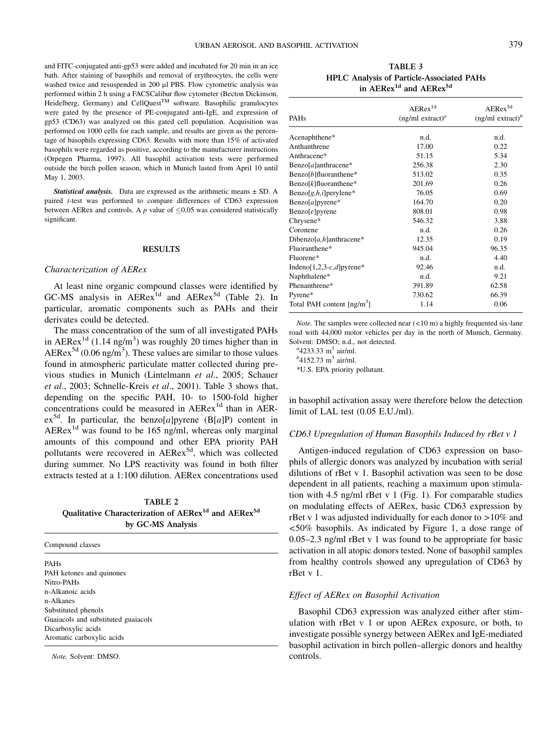and FITC-conjugated anti-gp53 were added and incubated for 20 min in an ice bath. After staining of basophils and removal of erythrocytes, the cells were washed twice and resuspended in 200 μl PBS. Flow cytometric analysis was performed within 2 h using a FACSCalibur flow cytometer (Becton Dickinson, Heidelberg, Germany) and CellQuest™ software. Basophilic granulocytes were gated by the presence of PE-conjugated anti-IgE, and expression of gp53 (CD63) was analyzed on this gated cell population. Acquisition was performed on 1000 cells for each sample, and results are given as the percentage of basophils expressing CD63. Results with more than 15% of activated basophils were regarded as positive, according to the manufacturer instructions (Orpegen Pharma, 1997). All basophil activation tests were performed outside the birch pollen season, which in Munich lasted from April 10 until May 1, 2003.

***Statistical analysis.*** Data are expressed as the arithmetic means ± SD. A paired *t*-test was performed to compare differences of CD63 expression between AERex and controls. A *p* value of $\leq 0.05$ was considered statistically significant.

## RESULTS

### *Characterization of AERex*

At least nine organic compound classes were identified by GC-MS analysis in AERex[1d] and AERex[5d] (Table 2). In particular, aromatic components such as PAHs and their derivates could be detected.

The mass concentration of the sum of all investigated PAHs in AERex[1d] (1.14 ng/m$^3$) was roughly 20 times higher than in AERex[5d] (0.06 ng/m$^3$). These values are similar to those values found in atmospheric particulate matter collected during previous studies in Munich (Lintelmann *et al*., 2005; Schauer *et al*., 2003; Schnelle-Kreis *et al*., 2001). Table 3 shows that, depending on the specific PAH, 10- to 1500-fold higher concentrations could be measured in AERex[1d] than in AERex[5d]. In particular, the benzo[*a*]pyrene (B[*a*]P) content in AERex[1d] was found to be 165 ng/ml, whereas only marginal amounts of this compound and other EPA priority PAH pollutants were recovered in AERex[5d], which was collected during summer. No LPS reactivity was found in both filter extracts tested at a 1:100 dilution. AERex concentrations used in basophil activation assay were therefore below the detection limit of LAL test (0.05 E.U./ml).

**TABLE 2**
**Qualitative Characterization of AERex[1d] and AERex[5d] by GC-MS Analysis**

| Compound classes |
|---|
| PAHs |
| PAH ketones and quinones |
| Nitro-PAHs |
| n-Alkanoic acids |
| n-Alkanes |
| Substituted phenols |
| Guaiacols and substituted guaiacols |
| Dicarboxylic acids |
| Aromatic carboxylic acids |

*Note.* Solvent: DMSO.

**TABLE 3**
**HPLC Analysis of Particle-Associated PAHs in AERex[1d] and AERex[5d]**

| PAHs | AERex[1d] (ng/ml extract)[a] | AERex[5d] (ng/ml extract)[b] |
|---|---|---|
| Acenaphthene* | n.d. | n.d. |
| Anthanthrene | 17.00 | 0.22 |
| Anthracene* | 51.15 | 5.34 |
| Benzo[*a*]anthracene* | 256.38 | 2.30 |
| Benzo[*b*]fluoranthene* | 513.02 | 0.35 |
| Benzo[*k*]fluoranthene* | 201.69 | 0.26 |
| Benzo[*g,h,i*]perylene* | 76.05 | 0.69 |
| Benzo[*a*]pyrene* | 164.70 | 0.20 |
| Benzo[*e*]pyrene | 808.01 | 0.98 |
| Chrysene* | 546.32 | 3.88 |
| Coronene | n.d. | 0.26 |
| Dibenzo[*a,h*]anthracene* | 12.35 | 0.19 |
| Fluoranthene* | 945.04 | 96.35 |
| Fluorene* | n.d. | 4.40 |
| Indeno[1,2,3-*c,d*]pyrene* | 92.46 | n.d. |
| Naphthalene* | n.d. | 9.21 |
| Phenanthrene* | 391.89 | 62.58 |
| Pyrene* | 730.62 | 66.39 |
| Total PAH content [ng/m$^3$] | 1.14 | 0.06 |

*Note.* The samples were collected near (<10 m) a highly frequented six-lane road with 44,000 motor vehicles per day in the north of Munich, Germany. Solvent: DMSO; n.d., not detected.

[a]4233.33 m$^3$ air/ml.

[b]4152.73 m$^3$ air/ml.

*U.S. EPA priority pollutant.

### *CD63 Upregulation of Human Basophils Induced by rBet v 1*

Antigen-induced regulation of CD63 expression on basophils of allergic donors was analyzed by incubation with serial dilutions of rBet v 1. Basophil activation was seen to be dose dependent in all patients, reaching a maximum upon stimulation with 4.5 ng/ml rBet v 1 (Fig. 1). For comparable studies on modulating effects of AERex, basic CD63 expression by rBet v 1 was adjusted individually for each donor to >10% and <50% basophils. As indicated by Figure 1, a dose range of 0.05–2.3 ng/ml rBet v 1 was found to be appropriate for basic activation in all atopic donors tested. None of basophil samples from healthy controls showed any upregulation of CD63 by rBet v 1.

### *Effect of AERex on Basophil Activation*

Basophil CD63 expression was analyzed either after stimulation with rBet v 1 or upon AERex exposure, or both, to investigate possible synergy between AERex and IgE-mediated basophil activation in birch pollen–allergic donors and healthy controls.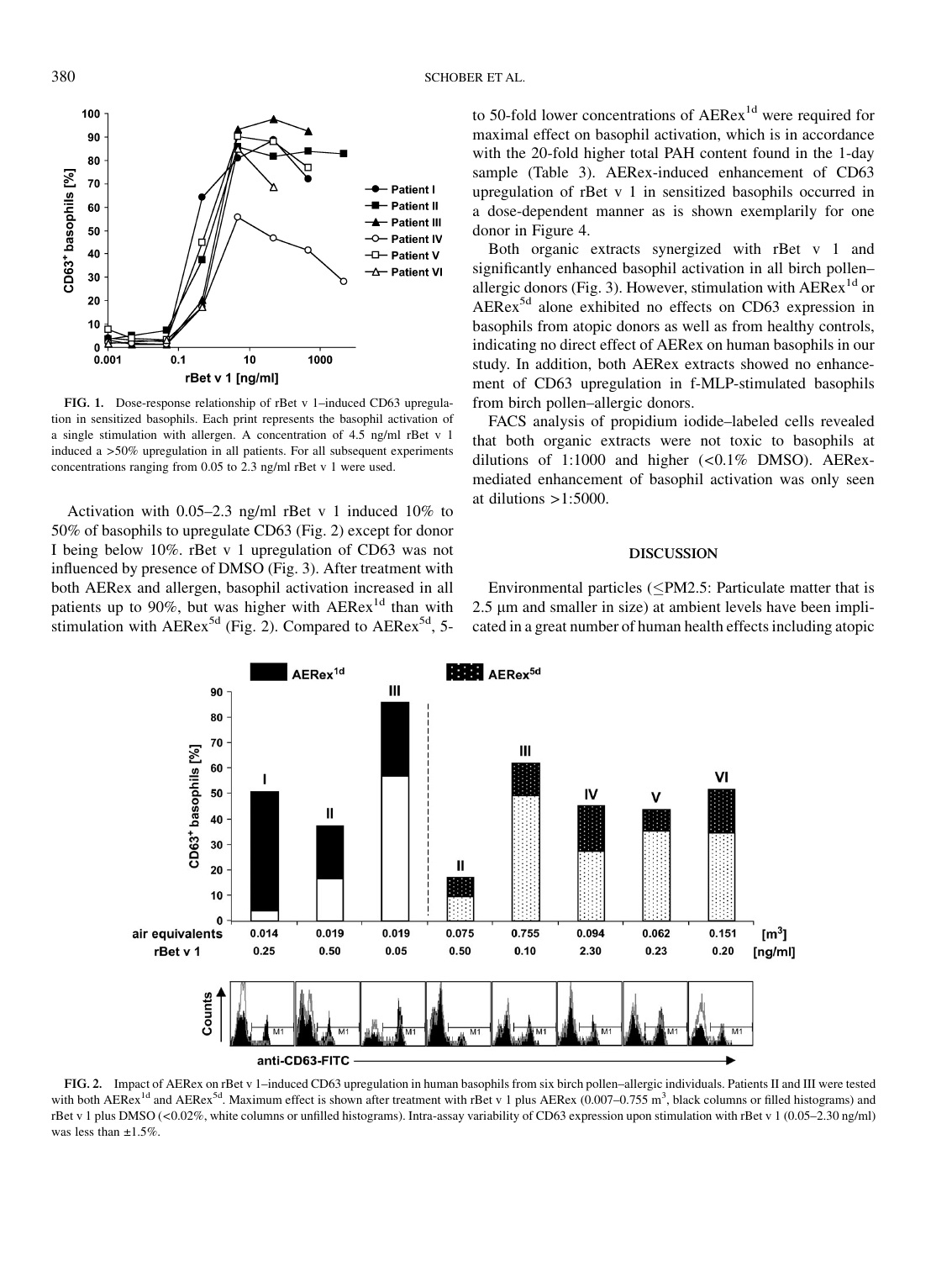FIG. 1. Dose-response relationship of rBet v 1–induced CD63 upregulation in sensitized basophils. Each print represents the basophil activation of a single stimulation with allergen. A concentration of 4.5 ng/ml rBet v 1 induced a >50% upregulation in all patients. For all subsequent experiments concentrations ranging from 0.05 to 2.3 ng/ml rBet v 1 were used.

Activation with 0.05–2.3 ng/ml rBet v 1 induced 10% to 50% of basophils to upregulate CD63 (Fig. 2) except for donor I being below 10%. rBet v 1 upregulation of CD63 was not influenced by presence of DMSO (Fig. 3). After treatment with both AERex and allergen, basophil activation increased in all patients up to 90%, but was higher with AERex$^{1d}$ than with stimulation with AERex$^{5d}$ (Fig. 2). Compared to AERex$^{5d}$, 5- to 50-fold lower concentrations of AERex$^{1d}$ were required for maximal effect on basophil activation, which is in accordance with the 20-fold higher total PAH content found in the 1-day sample (Table 3). AERex-induced enhancement of CD63 upregulation of rBet v 1 in sensitized basophils occurred in a dose-dependent manner as is shown exemplarily for one donor in Figure 4.

Both organic extracts synergized with rBet v 1 and significantly enhanced basophil activation in all birch pollen–allergic donors (Fig. 3). However, stimulation with AERex$^{1d}$ or AERex$^{5d}$ alone exhibited no effects on CD63 expression in basophils from atopic donors as well as from healthy controls, indicating no direct effect of AERex on human basophils in our study. In addition, both AERex extracts showed no enhancement of CD63 upregulation in f-MLP-stimulated basophils from birch pollen–allergic donors.

FACS analysis of propidium iodide–labeled cells revealed that both organic extracts were not toxic to basophils at dilutions of 1:1000 and higher (<0.1% DMSO). AERex-mediated enhancement of basophil activation was only seen at dilutions >1:5000.

## DISCUSSION

Environmental particles (≤PM2.5: Particulate matter that is 2.5 μm and smaller in size) at ambient levels have been implicated in a great number of human health effects including atopic

FIG. 2. Impact of AERex on rBet v 1–induced CD63 upregulation in human basophils from six birch pollen–allergic individuals. Patients II and III were tested with both AERex$^{1d}$ and AERex$^{5d}$. Maximum effect is shown after treatment with rBet v 1 plus AERex (0.007–0.755 m$^3$, black columns or filled histograms) and rBet v 1 plus DMSO (<0.02%, white columns or unfilled histograms). Intra-assay variability of CD63 expression upon stimulation with rBet v 1 (0.05–2.30 ng/ml) was less than ±1.5%.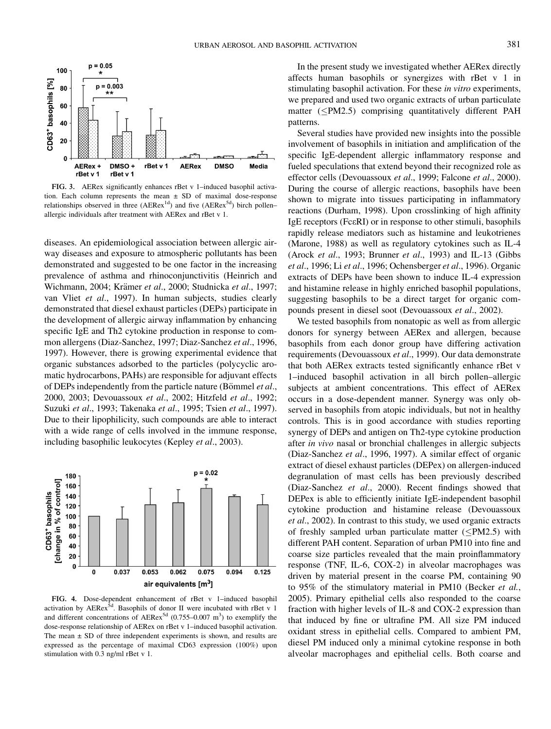FIG. 3. AERex significantly enhances rBet v 1–induced basophil activation. Each column represents the mean ± SD of maximal dose-response relationships observed in three (AERex[1d]) and five (AERex[5d]) birch pollen–allergic individuals after treatment with AERex and rBet v 1.

diseases. An epidemiological association between allergic airway diseases and exposure to atmospheric pollutants has been demonstrated and suggested to be one factor in the increasing prevalence of asthma and rhinoconjunctivitis (Heinrich and Wichmann, 2004; Krämer *et al*., 2000; Studnicka *et al*., 1997; van Vliet *et al*., 1997). In human subjects, studies clearly demonstrated that diesel exhaust particles (DEPs) participate in the development of allergic airway inflammation by enhancing specific IgE and Th2 cytokine production in response to common allergens (Diaz-Sanchez, 1997; Diaz-Sanchez *et al*., 1996, 1997). However, there is growing experimental evidence that organic substances adsorbed to the particles (polycyclic aromatic hydrocarbons, PAHs) are responsible for adjuvant effects of DEPs independently from the particle nature (Bömmel *et al*., 2000, 2003; Devouassoux *et al*., 2002; Hitzfeld *et al*., 1992; Suzuki *et al*., 1993; Takenaka *et al*., 1995; Tsien *et al*., 1997). Due to their lipophilicity, such compounds are able to interact with a wide range of cells involved in the immune response, including basophilic leukocytes (Kepley *et al*., 2003).

FIG. 4. Dose-dependent enhancement of rBet v 1–induced basophil activation by AERex[5d]. Basophils of donor II were incubated with rBet v 1 and different concentrations of AERex[5d] (0.755–0.007 $m^3$) to exemplify the dose-response relationship of AERex on rBet v 1–induced basophil activation. The mean ± SD of three independent experiments is shown, and results are expressed as the percentage of maximal CD63 expression (100%) upon stimulation with 0.3 ng/ml rBet v 1.

In the present study we investigated whether AERex directly affects human basophils or synergizes with rBet v 1 in stimulating basophil activation. For these *in vitro* experiments, we prepared and used two organic extracts of urban particulate matter (≤PM2.5) comprising quantitatively different PAH patterns.

Several studies have provided new insights into the possible involvement of basophils in initiation and amplification of the specific IgE-dependent allergic inflammatory response and fueled speculations that extend beyond their recognized role as effector cells (Devouassoux *et al*., 1999; Falcone *et al*., 2000). During the course of allergic reactions, basophils have been shown to migrate into tissues participating in inflammatory reactions (Durham, 1998). Upon crosslinking of high affinity IgE receptors (FcεRI) or in response to other stimuli, basophils rapidly release mediators such as histamine and leukotrienes (Marone, 1988) as well as regulatory cytokines such as IL-4 (Arock *et al*., 1993; Brunner *et al*., 1993) and IL-13 (Gibbs *et al*., 1996; Li *et al*., 1996; Ochensberger *et al*., 1996). Organic extracts of DEPs have been shown to induce IL-4 expression and histamine release in highly enriched basophil populations, suggesting basophils to be a direct target for organic compounds present in diesel soot (Devouassoux *et al*., 2002).

We tested basophils from nonatopic as well as from allergic donors for synergy between AERex and allergen, because basophils from each donor group have differing activation requirements (Devouassoux *et al*., 1999). Our data demonstrate that both AERex extracts tested significantly enhance rBet v 1–induced basophil activation in all birch pollen–allergic subjects at ambient concentrations. This effect of AERex occurs in a dose-dependent manner. Synergy was only observed in basophils from atopic individuals, but not in healthy controls. This is in good accordance with studies reporting synergy of DEPs and antigen on Th2-type cytokine production after *in vivo* nasal or bronchial challenges in allergic subjects (Diaz-Sanchez *et al*., 1996, 1997). A similar effect of organic extract of diesel exhaust particles (DEPex) on allergen-induced degranulation of mast cells has been previously described (Diaz-Sanchez *et al*., 2000). Recent findings showed that DEPex is able to efficiently initiate IgE-independent basophil cytokine production and histamine release (Devouassoux *et al*., 2002). In contrast to this study, we used organic extracts of freshly sampled urban particulate matter (≤PM2.5) with different PAH content. Separation of urban PM10 into fine and coarse size particles revealed that the main proinflammatory response (TNF, IL-6, COX-2) in alveolar macrophages was driven by material present in the coarse PM, containing 90 to 95% of the stimulatory material in PM10 (Becker *et al.*, 2005). Primary epithelial cells also responded to the coarse fraction with higher levels of IL-8 and COX-2 expression than that induced by fine or ultrafine PM. All size PM induced oxidant stress in epithelial cells. Compared to ambient PM, diesel PM induced only a minimal cytokine response in both alveolar macrophages and epithelial cells. Both coarse and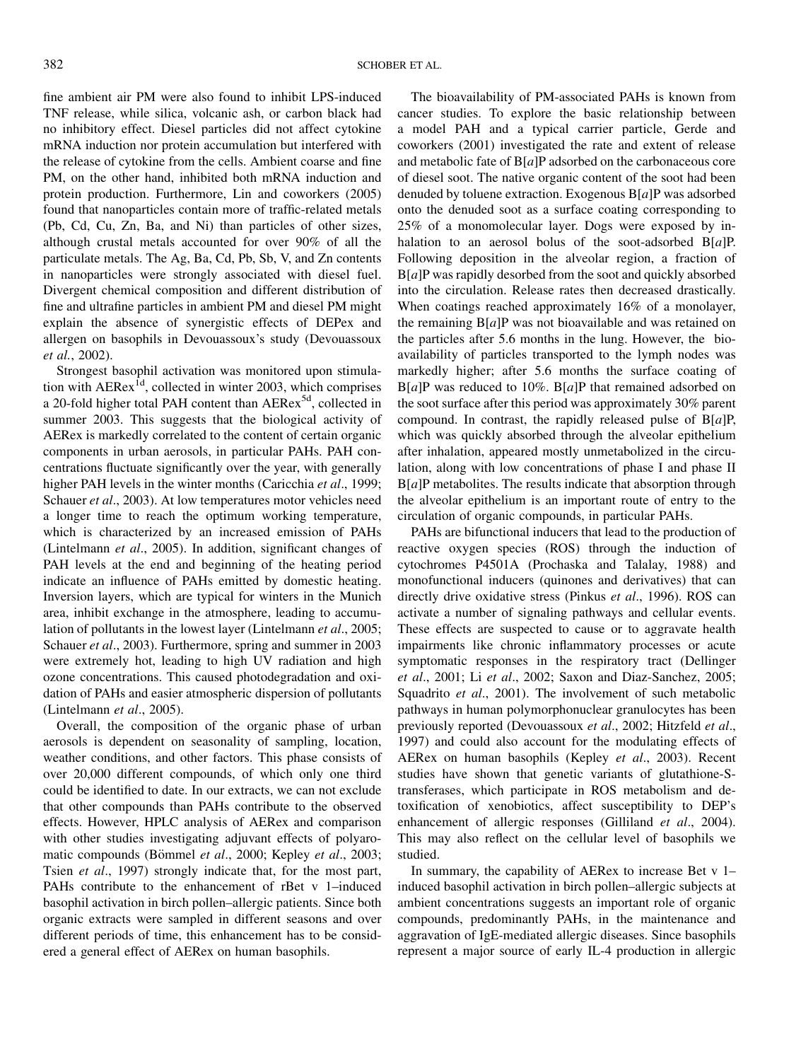fine ambient air PM were also found to inhibit LPS-induced TNF release, while silica, volcanic ash, or carbon black had no inhibitory effect. Diesel particles did not affect cytokine mRNA induction nor protein accumulation but interfered with the release of cytokine from the cells. Ambient coarse and fine PM, on the other hand, inhibited both mRNA induction and protein production. Furthermore, Lin and coworkers (2005) found that nanoparticles contain more of traffic-related metals (Pb, Cd, Cu, Zn, Ba, and Ni) than particles of other sizes, although crustal metals accounted for over 90% of all the particulate metals. The Ag, Ba, Cd, Pb, Sb, V, and Zn contents in nanoparticles were strongly associated with diesel fuel. Divergent chemical composition and different distribution of fine and ultrafine particles in ambient PM and diesel PM might explain the absence of synergistic effects of DEPex and allergen on basophils in Devouassoux's study (Devouassoux *et al.*, 2002).

Strongest basophil activation was monitored upon stimulation with AERex[1d], collected in winter 2003, which comprises a 20-fold higher total PAH content than AERex[5d], collected in summer 2003. This suggests that the biological activity of AERex is markedly correlated to the content of certain organic components in urban aerosols, in particular PAHs. PAH concentrations fluctuate significantly over the year, with generally higher PAH levels in the winter months (Caricchia *et al*., 1999; Schauer *et al*., 2003). At low temperatures motor vehicles need a longer time to reach the optimum working temperature, which is characterized by an increased emission of PAHs (Lintelmann *et al*., 2005). In addition, significant changes of PAH levels at the end and beginning of the heating period indicate an influence of PAHs emitted by domestic heating. Inversion layers, which are typical for winters in the Munich area, inhibit exchange in the atmosphere, leading to accumulation of pollutants in the lowest layer (Lintelmann *et al*., 2005; Schauer *et al*., 2003). Furthermore, spring and summer in 2003 were extremely hot, leading to high UV radiation and high ozone concentrations. This caused photodegradation and oxidation of PAHs and easier atmospheric dispersion of pollutants (Lintelmann *et al*., 2005).

Overall, the composition of the organic phase of urban aerosols is dependent on seasonality of sampling, location, weather conditions, and other factors. This phase consists of over 20,000 different compounds, of which only one third could be identified to date. In our extracts, we can not exclude that other compounds than PAHs contribute to the observed effects. However, HPLC analysis of AERex and comparison with other studies investigating adjuvant effects of polyaromatic compounds (Bömmel *et al*., 2000; Kepley *et al*., 2003; Tsien *et al*., 1997) strongly indicate that, for the most part, PAHs contribute to the enhancement of rBet v 1–induced basophil activation in birch pollen–allergic patients. Since both organic extracts were sampled in different seasons and over different periods of time, this enhancement has to be considered a general effect of AERex on human basophils.

The bioavailability of PM-associated PAHs is known from cancer studies. To explore the basic relationship between a model PAH and a typical carrier particle, Gerde and coworkers (2001) investigated the rate and extent of release and metabolic fate of B[*a*]P adsorbed on the carbonaceous core of diesel soot. The native organic content of the soot had been denuded by toluene extraction. Exogenous B[*a*]P was adsorbed onto the denuded soot as a surface coating corresponding to 25% of a monomolecular layer. Dogs were exposed by inhalation to an aerosol bolus of the soot-adsorbed B[*a*]P. Following deposition in the alveolar region, a fraction of B[*a*]P was rapidly desorbed from the soot and quickly absorbed into the circulation. Release rates then decreased drastically. When coatings reached approximately 16% of a monolayer, the remaining B[*a*]P was not bioavailable and was retained on the particles after 5.6 months in the lung. However, the bioavailability of particles transported to the lymph nodes was markedly higher; after 5.6 months the surface coating of B[*a*]P was reduced to 10%. B[*a*]P that remained adsorbed on the soot surface after this period was approximately 30% parent compound. In contrast, the rapidly released pulse of B[*a*]P, which was quickly absorbed through the alveolar epithelium after inhalation, appeared mostly unmetabolized in the circulation, along with low concentrations of phase I and phase II B[*a*]P metabolites. The results indicate that absorption through the alveolar epithelium is an important route of entry to the circulation of organic compounds, in particular PAHs.

PAHs are bifunctional inducers that lead to the production of reactive oxygen species (ROS) through the induction of cytochromes P4501A (Prochaska and Talalay, 1988) and monofunctional inducers (quinones and derivatives) that can directly drive oxidative stress (Pinkus *et al*., 1996). ROS can activate a number of signaling pathways and cellular events. These effects are suspected to cause or to aggravate health impairments like chronic inflammatory processes or acute symptomatic responses in the respiratory tract (Dellinger *et al*., 2001; Li *et al*., 2002; Saxon and Diaz-Sanchez, 2005; Squadrito *et al*., 2001). The involvement of such metabolic pathways in human polymorphonuclear granulocytes has been previously reported (Devouassoux *et al*., 2002; Hitzfeld *et al*., 1997) and could also account for the modulating effects of AERex on human basophils (Kepley *et al*., 2003). Recent studies have shown that genetic variants of glutathione-S-transferases, which participate in ROS metabolism and detoxification of xenobiotics, affect susceptibility to DEP's enhancement of allergic responses (Gilliland *et al*., 2004). This may also reflect on the cellular level of basophils we studied.

In summary, the capability of AERex to increase Bet v 1–induced basophil activation in birch pollen–allergic subjects at ambient concentrations suggests an important role of organic compounds, predominantly PAHs, in the maintenance and aggravation of IgE-mediated allergic diseases. Since basophils represent a major source of early IL-4 production in allergic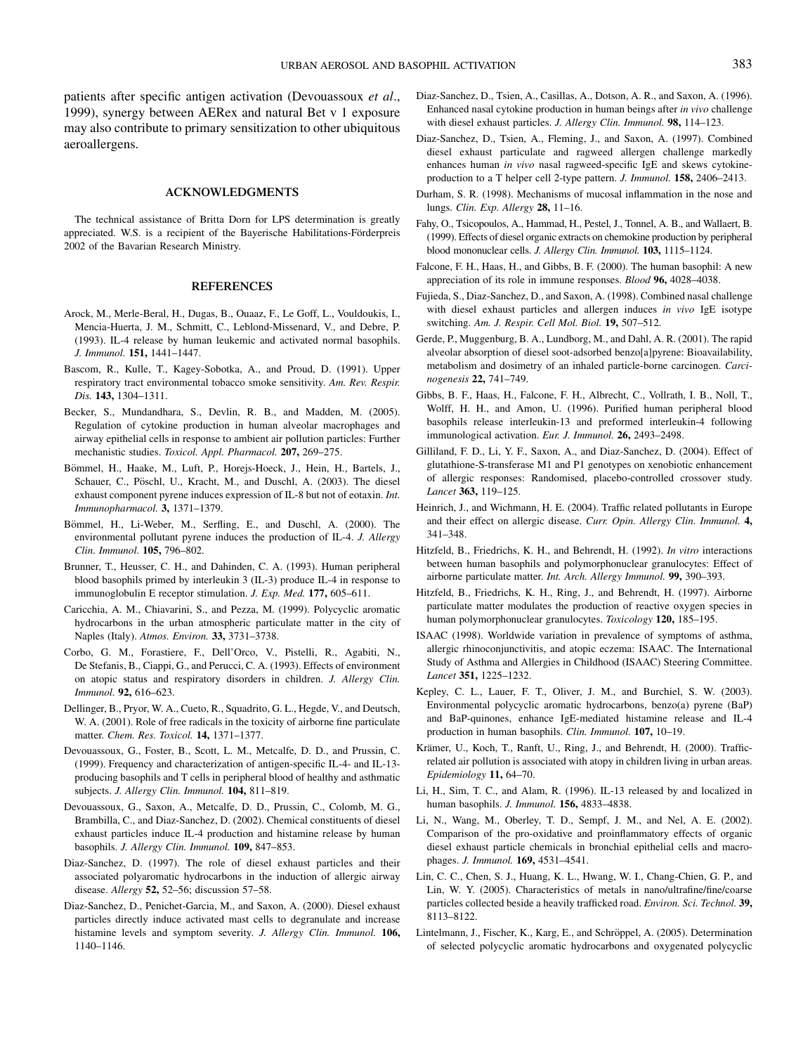patients after specific antigen activation (Devouassoux *et al.*, 1999), synergy between AERex and natural Bet v 1 exposure may also contribute to primary sensitization to other ubiquitous aeroallergens.

## ACKNOWLEDGMENTS

The technical assistance of Britta Dorn for LPS determination is greatly appreciated. W.S. is a recipient of the Bayerische Habilitations-Förderpreis 2002 of the Bavarian Research Ministry.

## REFERENCES

Arock, M., Merle-Beral, H., Dugas, B., Ouaaz, F., Le Goff, L., Vouldoukis, I., Mencia-Huerta, J. M., Schmitt, C., Leblond-Missenard, V., and Debre, P. (1993). IL-4 release by human leukemic and activated normal basophils. *J. Immunol.* **151,** 1441–1447.

Bascom, R., Kulle, T., Kagey-Sobotka, A., and Proud, D. (1991). Upper respiratory tract environmental tobacco smoke sensitivity. *Am. Rev. Respir. Dis.* **143,** 1304–1311.

Becker, S., Mundandhara, S., Devlin, R. B., and Madden, M. (2005). Regulation of cytokine production in human alveolar macrophages and airway epithelial cells in response to ambient air pollution particles: Further mechanistic studies. *Toxicol. Appl. Pharmacol.* **207,** 269–275.

Bömmel, H., Haake, M., Luft, P., Horejs-Hoeck, J., Hein, H., Bartels, J., Schauer, C., Pöschl, U., Kracht, M., and Duschl, A. (2003). The diesel exhaust component pyrene induces expression of IL-8 but not of eotaxin. *Int. Immunopharmacol.* **3,** 1371–1379.

Bömmel, H., Li-Weber, M., Serfling, E., and Duschl, A. (2000). The environmental pollutant pyrene induces the production of IL-4. *J. Allergy Clin. Immunol.* **105,** 796–802.

Brunner, T., Heusser, C. H., and Dahinden, C. A. (1993). Human peripheral blood basophils primed by interleukin 3 (IL-3) produce IL-4 in response to immunoglobulin E receptor stimulation. *J. Exp. Med.* **177,** 605–611.

Caricchia, A. M., Chiavarini, S., and Pezza, M. (1999). Polycyclic aromatic hydrocarbons in the urban atmospheric particulate matter in the city of Naples (Italy). *Atmos. Environ.* **33,** 3731–3738.

Corbo, G. M., Forastiere, F., Dell'Orco, V., Pistelli, R., Agabiti, N., De Stefanis, B., Ciappi, G., and Perucci, C. A. (1993). Effects of environment on atopic status and respiratory disorders in children. *J. Allergy Clin. Immunol.* **92,** 616–623.

Dellinger, B., Pryor, W. A., Cueto, R., Squadrito, G. L., Hegde, V., and Deutsch, W. A. (2001). Role of free radicals in the toxicity of airborne fine particulate matter. *Chem. Res. Toxicol.* **14,** 1371–1377.

Devouassoux, G., Foster, B., Scott, L. M., Metcalfe, D. D., and Prussin, C. (1999). Frequency and characterization of antigen-specific IL-4- and IL-13-producing basophils and T cells in peripheral blood of healthy and asthmatic subjects. *J. Allergy Clin. Immunol.* **104,** 811–819.

Devouassoux, G., Saxon, A., Metcalfe, D. D., Prussin, C., Colomb, M. G., Brambilla, C., and Diaz-Sanchez, D. (2002). Chemical constituents of diesel exhaust particles induce IL-4 production and histamine release by human basophils. *J. Allergy Clin. Immunol.* **109,** 847–853.

Diaz-Sanchez, D. (1997). The role of diesel exhaust particles and their associated polyaromatic hydrocarbons in the induction of allergic airway disease. *Allergy* **52,** 52–56; discussion 57–58.

Diaz-Sanchez, D., Penichet-Garcia, M., and Saxon, A. (2000). Diesel exhaust particles directly induce activated mast cells to degranulate and increase histamine levels and symptom severity. *J. Allergy Clin. Immunol.* **106,** 1140–1146.

Diaz-Sanchez, D., Tsien, A., Casillas, A., Dotson, A. R., and Saxon, A. (1996). Enhanced nasal cytokine production in human beings after *in vivo* challenge with diesel exhaust particles. *J. Allergy Clin. Immunol.* **98,** 114–123.

Diaz-Sanchez, D., Tsien, A., Fleming, J., and Saxon, A. (1997). Combined diesel exhaust particulate and ragweed allergen challenge markedly enhances human *in vivo* nasal ragweed-specific IgE and skews cytokine-production to a T helper cell 2-type pattern. *J. Immunol.* **158,** 2406–2413.

Durham, S. R. (1998). Mechanisms of mucosal inflammation in the nose and lungs. *Clin. Exp. Allergy* **28,** 11–16.

Fahy, O., Tsicopoulos, A., Hammad, H., Pestel, J., Tonnel, A. B., and Wallaert, B. (1999). Effects of diesel organic extracts on chemokine production by peripheral blood mononuclear cells. *J. Allergy Clin. Immunol.* **103,** 1115–1124.

Falcone, F. H., Haas, H., and Gibbs, B. F. (2000). The human basophil: A new appreciation of its role in immune responses. *Blood* **96,** 4028–4038.

Fujieda, S., Diaz-Sanchez, D., and Saxon, A. (1998). Combined nasal challenge with diesel exhaust particles and allergen induces *in vivo* IgE isotype switching. *Am. J. Respir. Cell Mol. Biol.* **19,** 507–512.

Gerde, P., Muggenburg, B. A., Lundborg, M., and Dahl, A. R. (2001). The rapid alveolar absorption of diesel soot-adsorbed benzo[a]pyrene: Bioavailability, metabolism and dosimetry of an inhaled particle-borne carcinogen. *Carcinogenesis* **22,** 741–749.

Gibbs, B. F., Haas, H., Falcone, F. H., Albrecht, C., Vollrath, I. B., Noll, T., Wolff, H. H., and Amon, U. (1996). Purified human peripheral blood basophils release interleukin-13 and preformed interleukin-4 following immunological activation. *Eur. J. Immunol.* **26,** 2493–2498.

Gilliland, F. D., Li, Y. F., Saxon, A., and Diaz-Sanchez, D. (2004). Effect of glutathione-S-transferase M1 and P1 genotypes on xenobiotic enhancement of allergic responses: Randomised, placebo-controlled crossover study. *Lancet* **363,** 119–125.

Heinrich, J., and Wichmann, H. E. (2004). Traffic related pollutants in Europe and their effect on allergic disease. *Curr. Opin. Allergy Clin. Immunol.* **4,** 341–348.

Hitzfeld, B., Friedrichs, K. H., and Behrendt, H. (1992). *In vitro* interactions between human basophils and polymorphonuclear granulocytes: Effect of airborne particulate matter. *Int. Arch. Allergy Immunol.* **99,** 390–393.

Hitzfeld, B., Friedrichs, K. H., Ring, J., and Behrendt, H. (1997). Airborne particulate matter modulates the production of reactive oxygen species in human polymorphonuclear granulocytes. *Toxicology* **120,** 185–195.

ISAAC (1998). Worldwide variation in prevalence of symptoms of asthma, allergic rhinoconjunctivitis, and atopic eczema: ISAAC. The International Study of Asthma and Allergies in Childhood (ISAAC) Steering Committee. *Lancet* **351,** 1225–1232.

Kepley, C. L., Lauer, F. T., Oliver, J. M., and Burchiel, S. W. (2003). Environmental polycyclic aromatic hydrocarbons, benzo(a) pyrene (BaP) and BaP-quinones, enhance IgE-mediated histamine release and IL-4 production in human basophils. *Clin. Immunol.* **107,** 10–19.

Krämer, U., Koch, T., Ranft, U., Ring, J., and Behrendt, H. (2000). Traffic-related air pollution is associated with atopy in children living in urban areas. *Epidemiology* **11,** 64–70.

Li, H., Sim, T. C., and Alam, R. (1996). IL-13 released by and localized in human basophils. *J. Immunol.* **156,** 4833–4838.

Li, N., Wang, M., Oberley, T. D., Sempf, J. M., and Nel, A. E. (2002). Comparison of the pro-oxidative and proinflammatory effects of organic diesel exhaust particle chemicals in bronchial epithelial cells and macrophages. *J. Immunol.* **169,** 4531–4541.

Lin, C. C., Chen, S. J., Huang, K. L., Hwang, W. I., Chang-Chien, G. P., and Lin, W. Y. (2005). Characteristics of metals in nano/ultrafine/fine/coarse particles collected beside a heavily trafficked road. *Environ. Sci. Technol.* **39,** 8113–8122.

Lintelmann, J., Fischer, K., Karg, E., and Schröppel, A. (2005). Determination of selected polycyclic aromatic hydrocarbons and oxygenated polycyclic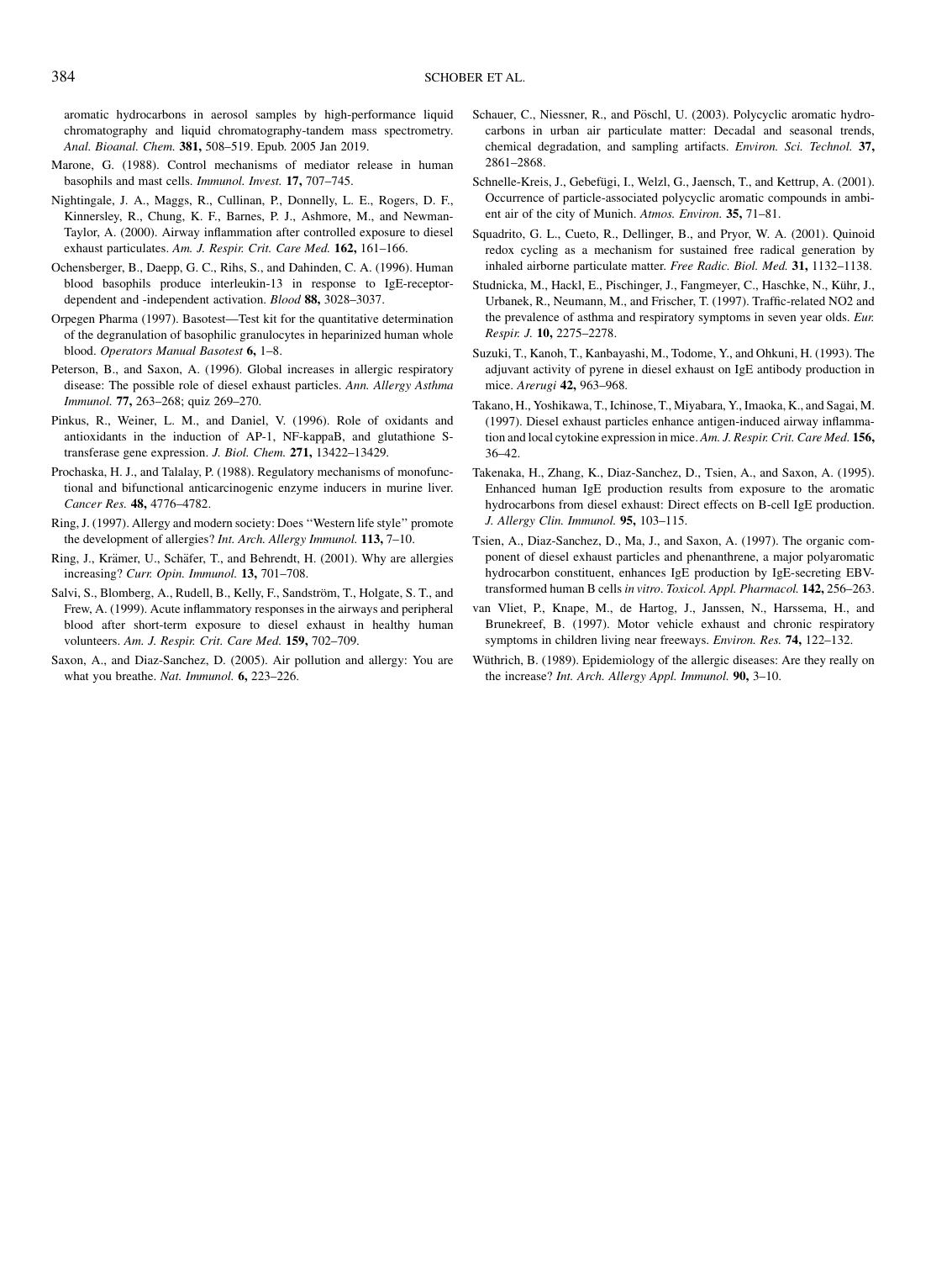aromatic hydrocarbons in aerosol samples by high-performance liquid chromatography and liquid chromatography-tandem mass spectrometry. *Anal. Bioanal. Chem.* **381,** 508–519. Epub. 2005 Jan 2019.

Marone, G. (1988). Control mechanisms of mediator release in human basophils and mast cells. *Immunol. Invest.* **17,** 707–745.

Nightingale, J. A., Maggs, R., Cullinan, P., Donnelly, L. E., Rogers, D. F., Kinnersley, R., Chung, K. F., Barnes, P. J., Ashmore, M., and Newman-Taylor, A. (2000). Airway inflammation after controlled exposure to diesel exhaust particulates. *Am. J. Respir. Crit. Care Med.* **162,** 161–166.

Ochensberger, B., Daepp, G. C., Rihs, S., and Dahinden, C. A. (1996). Human blood basophils produce interleukin-13 in response to IgE-receptor-dependent and -independent activation. *Blood* **88,** 3028–3037.

Orpegen Pharma (1997). Basotest—Test kit for the quantitative determination of the degranulation of basophilic granulocytes in heparinized human whole blood. *Operators Manual Basotest* **6,** 1–8.

Peterson, B., and Saxon, A. (1996). Global increases in allergic respiratory disease: The possible role of diesel exhaust particles. *Ann. Allergy Asthma Immunol.* **77,** 263–268; quiz 269–270.

Pinkus, R., Weiner, L. M., and Daniel, V. (1996). Role of oxidants and antioxidants in the induction of AP-1, NF-kappaB, and glutathione S-transferase gene expression. *J. Biol. Chem.* **271,** 13422–13429.

Prochaska, H. J., and Talalay, P. (1988). Regulatory mechanisms of monofunctional and bifunctional anticarcinogenic enzyme inducers in murine liver. *Cancer Res.* **48,** 4776–4782.

Ring, J. (1997). Allergy and modern society: Does "Western life style" promote the development of allergies? *Int. Arch. Allergy Immunol.* **113,** 7–10.

Ring, J., Krämer, U., Schäfer, T., and Behrendt, H. (2001). Why are allergies increasing? *Curr. Opin. Immunol.* **13,** 701–708.

Salvi, S., Blomberg, A., Rudell, B., Kelly, F., Sandström, T., Holgate, S. T., and Frew, A. (1999). Acute inflammatory responses in the airways and peripheral blood after short-term exposure to diesel exhaust in healthy human volunteers. *Am. J. Respir. Crit. Care Med.* **159,** 702–709.

Saxon, A., and Diaz-Sanchez, D. (2005). Air pollution and allergy: You are what you breathe. *Nat. Immunol.* **6,** 223–226.

Schauer, C., Niessner, R., and Pöschl, U. (2003). Polycyclic aromatic hydrocarbons in urban air particulate matter: Decadal and seasonal trends, chemical degradation, and sampling artifacts. *Environ. Sci. Technol.* **37,** 2861–2868.

Schnelle-Kreis, J., Gebefügi, I., Welzl, G., Jaensch, T., and Kettrup, A. (2001). Occurrence of particle-associated polycyclic aromatic compounds in ambient air of the city of Munich. *Atmos. Environ.* **35,** 71–81.

Squadrito, G. L., Cueto, R., Dellinger, B., and Pryor, W. A. (2001). Quinoid redox cycling as a mechanism for sustained free radical generation by inhaled airborne particulate matter. *Free Radic. Biol. Med.* **31,** 1132–1138.

Studnicka, M., Hackl, E., Pischinger, J., Fangmeyer, C., Haschke, N., Kühr, J., Urbanek, R., Neumann, M., and Frischer, T. (1997). Traffic-related NO2 and the prevalence of asthma and respiratory symptoms in seven year olds. *Eur. Respir. J.* **10,** 2275–2278.

Suzuki, T., Kanoh, T., Kanbayashi, M., Todome, Y., and Ohkuni, H. (1993). The adjuvant activity of pyrene in diesel exhaust on IgE antibody production in mice. *Arerugi* **42,** 963–968.

Takano, H., Yoshikawa, T., Ichinose, T., Miyabara, Y., Imaoka, K., and Sagai, M. (1997). Diesel exhaust particles enhance antigen-induced airway inflammation and local cytokine expression in mice. *Am. J. Respir. Crit. Care Med.* **156,** 36–42.

Takenaka, H., Zhang, K., Diaz-Sanchez, D., Tsien, A., and Saxon, A. (1995). Enhanced human IgE production results from exposure to the aromatic hydrocarbons from diesel exhaust: Direct effects on B-cell IgE production. *J. Allergy Clin. Immunol.* **95,** 103–115.

Tsien, A., Diaz-Sanchez, D., Ma, J., and Saxon, A. (1997). The organic component of diesel exhaust particles and phenanthrene, a major polyaromatic hydrocarbon constituent, enhances IgE production by IgE-secreting EBV-transformed human B cells *in vitro*. *Toxicol. Appl. Pharmacol.* **142,** 256–263.

van Vliet, P., Knape, M., de Hartog, J., Janssen, N., Harssema, H., and Brunekreef, B. (1997). Motor vehicle exhaust and chronic respiratory symptoms in children living near freeways. *Environ. Res.* **74,** 122–132.

Wüthrich, B. (1989). Epidemiology of the allergic diseases: Are they really on the increase? *Int. Arch. Allergy Appl. Immunol.* **90,** 3–10.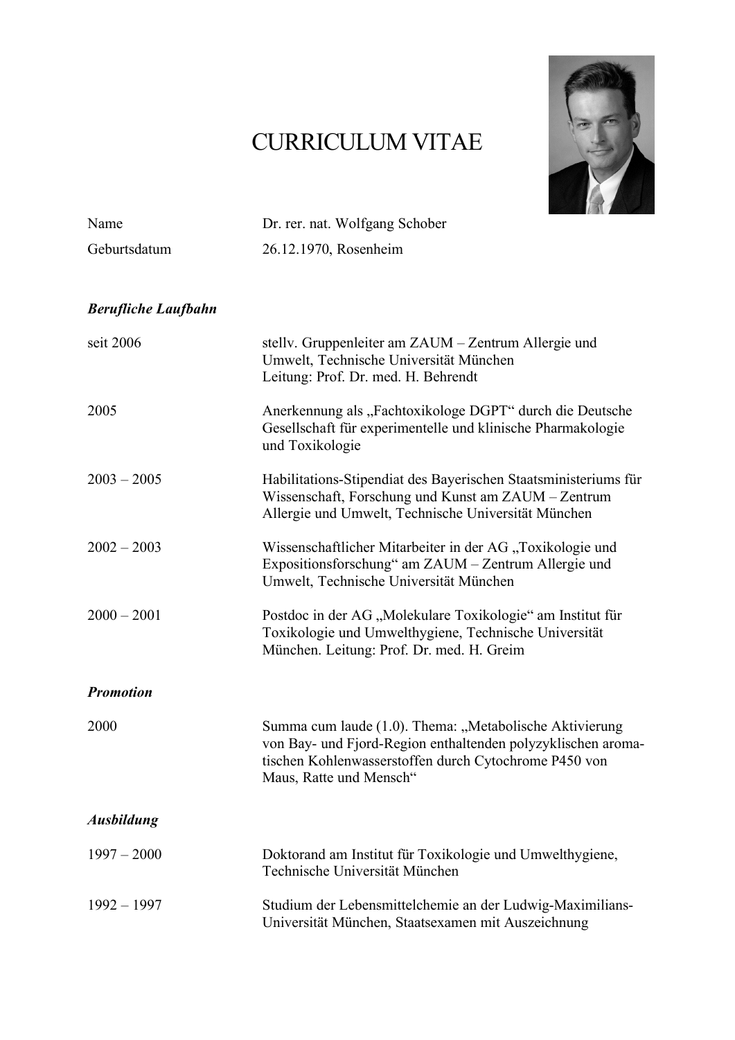# CURRICULUM VITAE

| | |
|---|---|
| Name | Dr. rer. nat. Wolfgang Schober |
| Geburtsdatum | 26.12.1970, Rosenheim |

***Berufliche Laufbahn***

| | |
|---|---|
| seit 2006 | stellv. Gruppenleiter am ZAUM – Zentrum Allergie und Umwelt, Technische Universität München<br>Leitung: Prof. Dr. med. H. Behrendt |
| 2005 | Anerkennung als „Fachtoxikologe DGPT“ durch die Deutsche Gesellschaft für experimentelle und klinische Pharmakologie und Toxikologie |
| 2003 – 2005 | Habilitations-Stipendiat des Bayerischen Staatsministeriums für Wissenschaft, Forschung und Kunst am ZAUM – Zentrum Allergie und Umwelt, Technische Universität München |
| 2002 – 2003 | Wissenschaftlicher Mitarbeiter in der AG „Toxikologie und Expositionsforschung“ am ZAUM – Zentrum Allergie und Umwelt, Technische Universität München |
| 2000 – 2001 | Postdoc in der AG „Molekulare Toxikologie“ am Institut für Toxikologie und Umwelthygiene, Technische Universität München. Leitung: Prof. Dr. med. H. Greim |

***Promotion***

| | |
|---|---|
| 2000 | Summa cum laude (1.0). Thema: „Metabolische Aktivierung von Bay- und Fjord-Region enthaltenden polyzyklischen aromatischen Kohlenwasserstoffen durch Cytochrome P450 von Maus, Ratte und Mensch“ |

***Ausbildung***

| | |
|---|---|
| 1997 – 2000 | Doktorand am Institut für Toxikologie und Umwelthygiene, Technische Universität München |
| 1992 – 1997 | Studium der Lebensmittelchemie an der Ludwig-Maximilians-Universität München, Staatsexamen mit Auszeichnung |